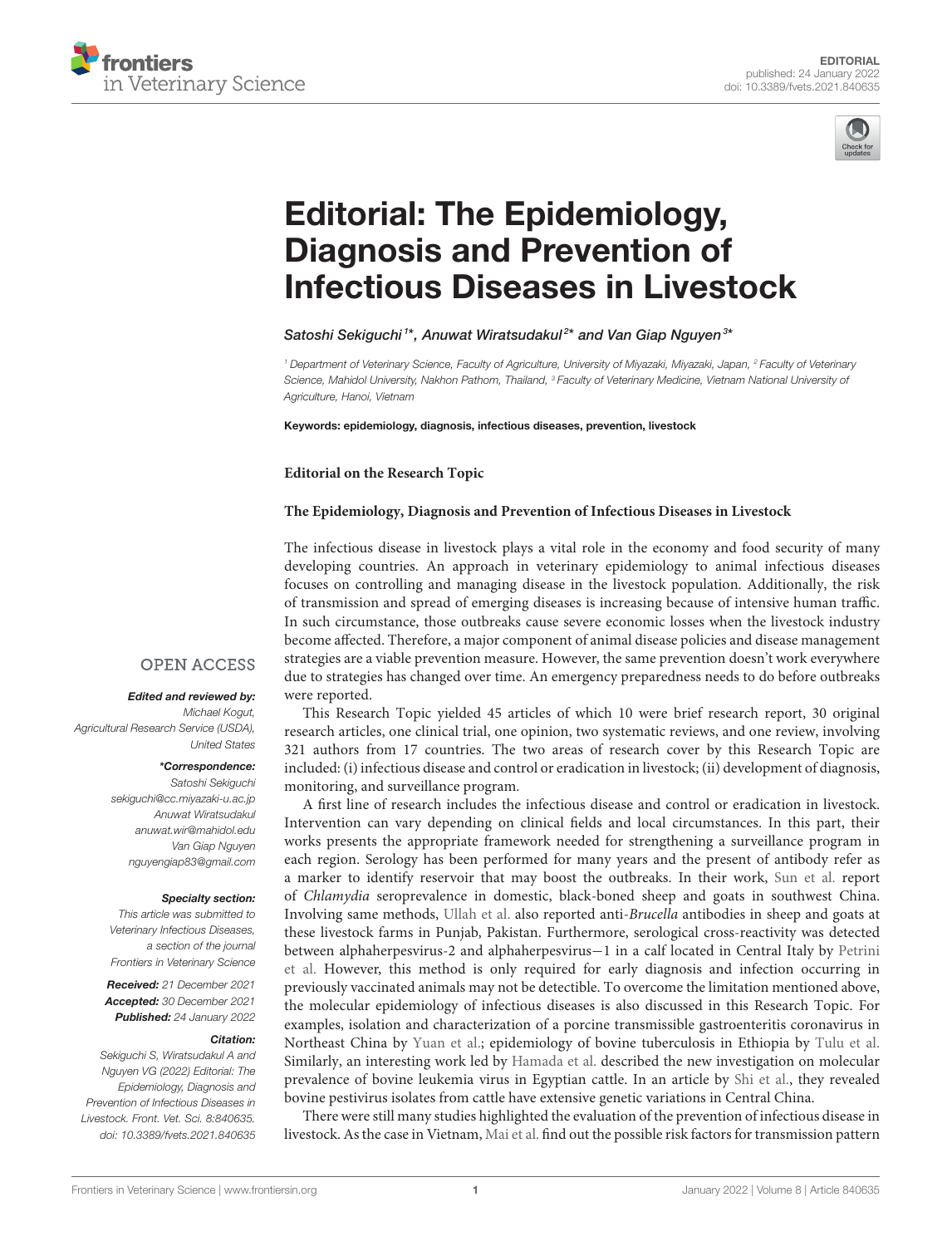EDITORIAL
published: 24 January 2022
doi: 10.3389/fvets.2021.840635

# Editorial: The Epidemiology, Diagnosis and Prevention of Infectious Diseases in Livestock

Satoshi Sekiguchi[1]*, Anuwat Wiratsudakul[2]* and Van Giap Nguyen[3]*

[1] Department of Veterinary Science, Faculty of Agriculture, University of Miyazaki, Miyazaki, Japan, [2] Faculty of Veterinary Science, Mahidol University, Nakhon Pathom, Thailand, [3] Faculty of Veterinary Medicine, Vietnam National University of Agriculture, Hanoi, Vietnam

**Keywords: epidemiology, diagnosis, infectious diseases, prevention, livestock**

OPEN ACCESS

***Edited and reviewed by:***
*Michael Kogut, Agricultural Research Service (USDA), United States*

***\*Correspondence:***
*Satoshi Sekiguchi*
*sekiguchi@cc.miyazaki-u.ac.jp*
*Anuwat Wiratsudakul*
*anuwat.wir@mahidol.edu*
*Van Giap Nguyen*
*nguyengiap83@gmail.com*

***Specialty section:***
*This article was submitted to Veterinary Infectious Diseases, a section of the journal Frontiers in Veterinary Science*

***Received:*** *21 December 2021*
***Accepted:*** *30 December 2021*
***Published:*** *24 January 2022*

***Citation:***
*Sekiguchi S, Wiratsudakul A and Nguyen VG (2022) Editorial: The Epidemiology, Diagnosis and Prevention of Infectious Diseases in Livestock. Front. Vet. Sci. 8:840635. doi: 10.3389/fvets.2021.840635*

**Editorial on the Research Topic**

**The Epidemiology, Diagnosis and Prevention of Infectious Diseases in Livestock**

The infectious disease in livestock plays a vital role in the economy and food security of many developing countries. An approach in veterinary epidemiology to animal infectious diseases focuses on controlling and managing disease in the livestock population. Additionally, the risk of transmission and spread of emerging diseases is increasing because of intensive human traffic. In such circumstance, those outbreaks cause severe economic losses when the livestock industry become affected. Therefore, a major component of animal disease policies and disease management strategies are a viable prevention measure. However, the same prevention doesn't work everywhere due to strategies has changed over time. An emergency preparedness needs to do before outbreaks were reported.

This Research Topic yielded 45 articles of which 10 were brief research report, 30 original research articles, one clinical trial, one opinion, two systematic reviews, and one review, involving 321 authors from 17 countries. The two areas of research cover by this Research Topic are included: (i) infectious disease and control or eradication in livestock; (ii) development of diagnosis, monitoring, and surveillance program.

A first line of research includes the infectious disease and control or eradication in livestock. Intervention can vary depending on clinical fields and local circumstances. In this part, their works presents the appropriate framework needed for strengthening a surveillance program in each region. Serology has been performed for many years and the present of antibody refer as a marker to identify reservoir that may boost the outbreaks. In their work, Sun et al. report of *Chlamydia* seroprevalence in domestic, black-boned sheep and goats in southwest China. Involving same methods, Ullah et al. also reported anti-*Brucella* antibodies in sheep and goats at these livestock farms in Punjab, Pakistan. Furthermore, serological cross-reactivity was detected between alphaherpesvirus-2 and alphaherpesvirus−1 in a calf located in Central Italy by Petrini et al. However, this method is only required for early diagnosis and infection occurring in previously vaccinated animals may not be detectible. To overcome the limitation mentioned above, the molecular epidemiology of infectious diseases is also discussed in this Research Topic. For examples, isolation and characterization of a porcine transmissible gastroenteritis coronavirus in Northeast China by Yuan et al.; epidemiology of bovine tuberculosis in Ethiopia by Tulu et al. Similarly, an interesting work led by Hamada et al. described the new investigation on molecular prevalence of bovine leukemia virus in Egyptian cattle. In an article by Shi et al., they revealed bovine pestivirus isolates from cattle have extensive genetic variations in Central China.

There were still many studies highlighted the evaluation of the prevention of infectious disease in livestock. As the case in Vietnam, Mai et al. find out the possible risk factors for transmission pattern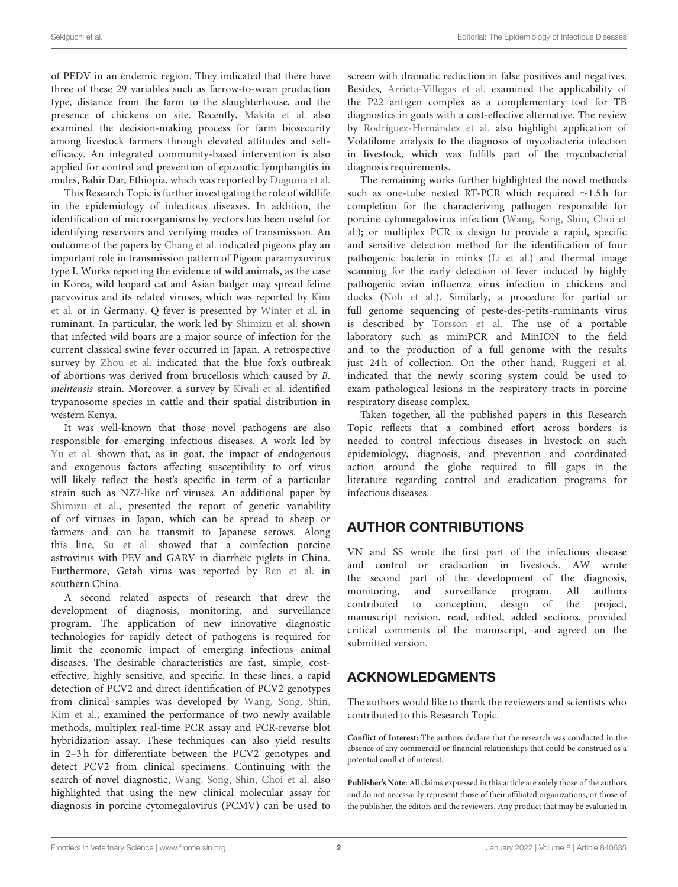of PEDV in an endemic region. They indicated that there have three of these 29 variables such as farrow-to-wean production type, distance from the farm to the slaughterhouse, and the presence of chickens on site. Recently, Makita et al. also examined the decision-making process for farm biosecurity among livestock farmers through elevated attitudes and self-efficacy. An integrated community-based intervention is also applied for control and prevention of epizootic lymphangitis in mules, Bahir Dar, Ethiopia, which was reported by Duguma et al.

This Research Topic is further investigating the role of wildlife in the epidemiology of infectious diseases. In addition, the identification of microorganisms by vectors has been useful for identifying reservoirs and verifying modes of transmission. An outcome of the papers by Chang et al. indicated pigeons play an important role in transmission pattern of Pigeon paramyxovirus type I. Works reporting the evidence of wild animals, as the case in Korea, wild leopard cat and Asian badger may spread feline parvovirus and its related viruses, which was reported by Kim et al. or in Germany, Q fever is presented by Winter et al. in ruminant. In particular, the work led by Shimizu et al. shown that infected wild boars are a major source of infection for the current classical swine fever occurred in Japan. A retrospective survey by Zhou et al. indicated that the blue fox's outbreak of abortions was derived from brucellosis which caused by *B. melitensis* strain. Moreover, a survey by Kivali et al. identified trypanosome species in cattle and their spatial distribution in western Kenya.

It was well-known that those novel pathogens are also responsible for emerging infectious diseases. A work led by Yu et al. shown that, as in goat, the impact of endogenous and exogenous factors affecting susceptibility to orf virus will likely reflect the host's specific in term of a particular strain such as NZ7-like orf viruses. An additional paper by Shimizu et al., presented the report of genetic variability of orf viruses in Japan, which can be spread to sheep or farmers and can be transmit to Japanese serows. Along this line, Su et al. showed that a coinfection porcine astrovirus with PEV and GARV in diarrheic piglets in China. Furthermore, Getah virus was reported by Ren et al. in southern China.

A second related aspects of research that drew the development of diagnosis, monitoring, and surveillance program. The application of new innovative diagnostic technologies for rapidly detect of pathogens is required for limit the economic impact of emerging infectious animal diseases. The desirable characteristics are fast, simple, cost-effective, highly sensitive, and specific. In these lines, a rapid detection of PCV2 and direct identification of PCV2 genotypes from clinical samples was developed by Wang, Song, Shin, Kim et al., examined the performance of two newly available methods, multiplex real-time PCR assay and PCR-reverse blot hybridization assay. These techniques can also yield results in 2–3 h for differentiate between the PCV2 genotypes and detect PCV2 from clinical specimens. Continuing with the search of novel diagnostic, Wang, Song, Shin, Choi et al. also highlighted that using the new clinical molecular assay for diagnosis in porcine cytomegalovirus (PCMV) can be used to screen with dramatic reduction in false positives and negatives. Besides, Arrieta-Villegas et al. examined the applicability of the P22 antigen complex as a complementary tool for TB diagnostics in goats with a cost-effective alternative. The review by Rodríguez-Hernández et al. also highlight application of Volatilome analysis to the diagnosis of mycobacteria infection in livestock, which was fulfills part of the mycobacterial diagnosis requirements.

The remaining works further highlighted the novel methods such as one-tube nested RT-PCR which required ∼1.5 h for completion for the characterizing pathogen responsible for porcine cytomegalovirus infection (Wang, Song, Shin, Choi et al.); or multiplex PCR is design to provide a rapid, specific and sensitive detection method for the identification of four pathogenic bacteria in minks (Li et al.) and thermal image scanning for the early detection of fever induced by highly pathogenic avian influenza virus infection in chickens and ducks (Noh et al.). Similarly, a procedure for partial or full genome sequencing of peste-des-petits-ruminants virus is described by Torsson et al. The use of a portable laboratory such as miniPCR and MinION to the field and to the production of a full genome with the results just 24 h of collection. On the other hand, Ruggeri et al. indicated that the newly scoring system could be used to exam pathological lesions in the respiratory tracts in porcine respiratory disease complex.

Taken together, all the published papers in this Research Topic reflects that a combined effort across borders is needed to control infectious diseases in livestock on such epidemiology, diagnosis, and prevention and coordinated action around the globe required to fill gaps in the literature regarding control and eradication programs for infectious diseases.

## AUTHOR CONTRIBUTIONS

VN and SS wrote the first part of the infectious disease and control or eradication in livestock. AW wrote the second part of the development of the diagnosis, monitoring, and surveillance program. All authors contributed to conception, design of the project, manuscript revision, read, edited, added sections, provided critical comments of the manuscript, and agreed on the submitted version.

## ACKNOWLEDGMENTS

The authors would like to thank the reviewers and scientists who contributed to this Research Topic.

**Conflict of Interest:** The authors declare that the research was conducted in the absence of any commercial or financial relationships that could be construed as a potential conflict of interest.

**Publisher's Note:** All claims expressed in this article are solely those of the authors and do not necessarily represent those of their affiliated organizations, or those of the publisher, the editors and the reviewers. Any product that may be evaluated in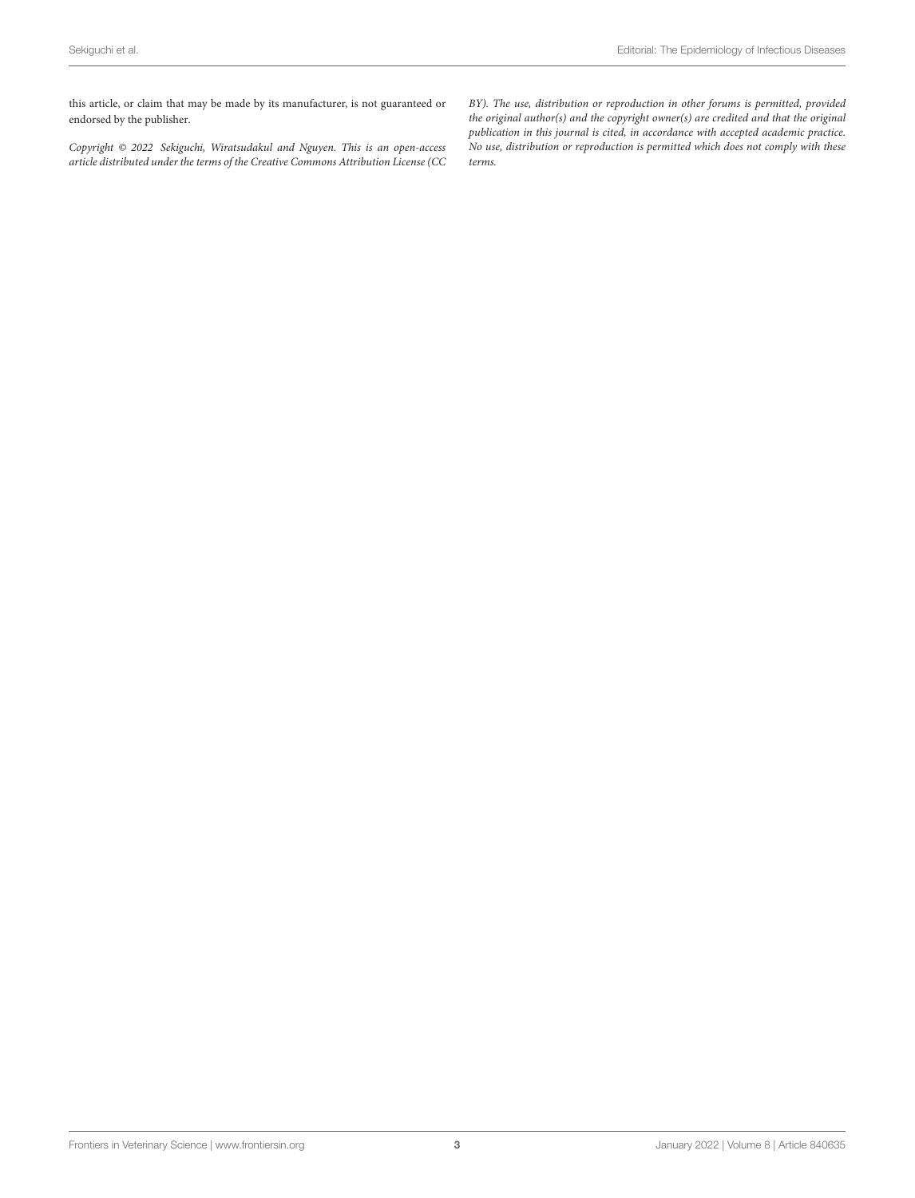this article, or claim that may be made by its manufacturer, is not guaranteed or endorsed by the publisher.

*Copyright © 2022 Sekiguchi, Wiratsudakul and Nguyen. This is an open-access article distributed under the terms of the Creative Commons Attribution License (CC BY). The use, distribution or reproduction in other forums is permitted, provided the original author(s) and the copyright owner(s) are credited and that the original publication in this journal is cited, in accordance with accepted academic practice. No use, distribution or reproduction is permitted which does not comply with these terms.*